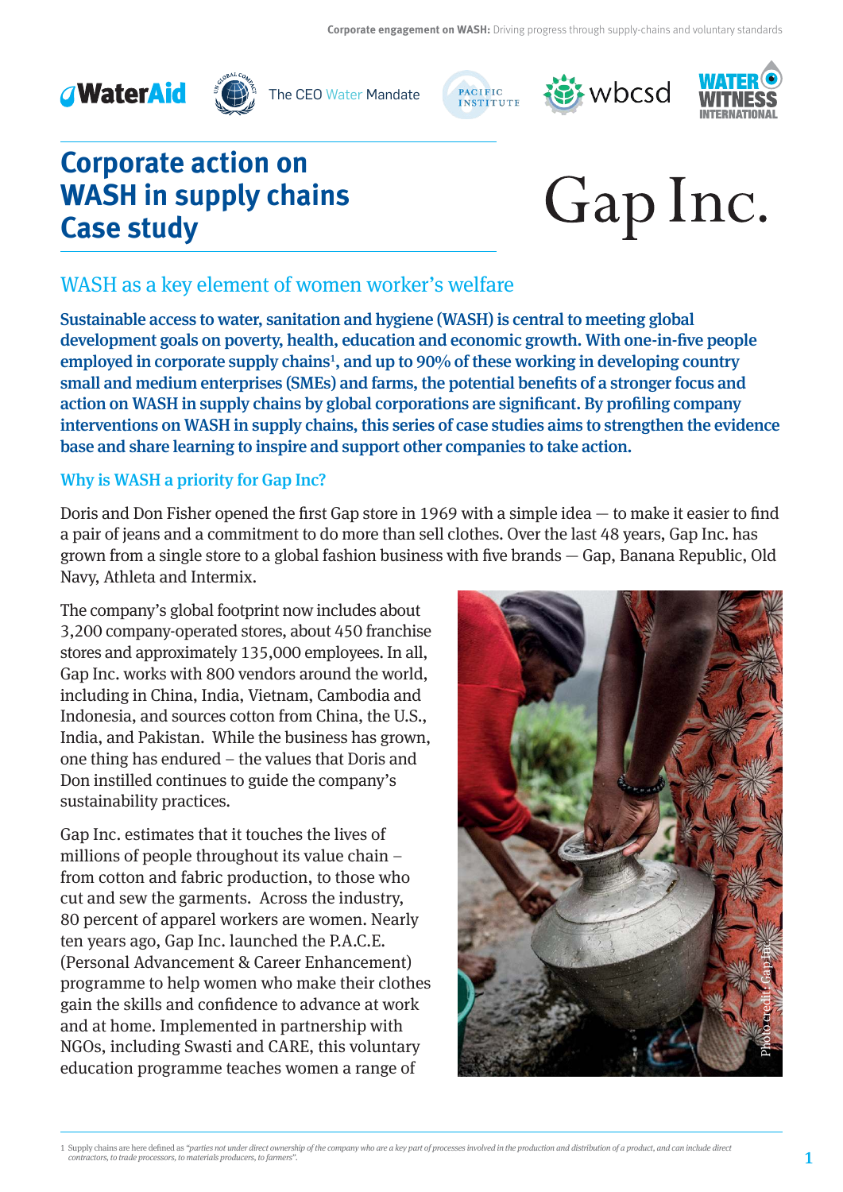# Corporate action on WASH in supply chains Case study

Gap Inc.

## WASH as a key element of women worker's welfare

**Sustainable access to water, sanitation and hygiene (WASH) is central to meeting global development goals on poverty, health, education and economic growth. With one-in-five people employed in corporate supply chains[1], and up to 90% of these working in developing country small and medium enterprises (SMEs) and farms, the potential benefits of a stronger focus and action on WASH in supply chains by global corporations are significant. By profiling company interventions on WASH in supply chains, this series of case studies aims to strengthen the evidence base and share learning to inspire and support other companies to take action.**

### Why is WASH a priority for Gap Inc?

Doris and Don Fisher opened the first Gap store in 1969 with a simple idea — to make it easier to find a pair of jeans and a commitment to do more than sell clothes. Over the last 48 years, Gap Inc. has grown from a single store to a global fashion business with five brands — Gap, Banana Republic, Old Navy, Athleta and Intermix.

The company's global footprint now includes about 3,200 company-operated stores, about 450 franchise stores and approximately 135,000 employees. In all, Gap Inc. works with 800 vendors around the world, including in China, India, Vietnam, Cambodia and Indonesia, and sources cotton from China, the U.S., India, and Pakistan. While the business has grown, one thing has endured – the values that Doris and Don instilled continues to guide the company's sustainability practices.

Photo credit: Gap Inc.

Gap Inc. estimates that it touches the lives of millions of people throughout its value chain – from cotton and fabric production, to those who cut and sew the garments. Across the industry, 80 percent of apparel workers are women. Nearly ten years ago, Gap Inc. launched the P.A.C.E. (Personal Advancement & Career Enhancement) programme to help women who make their clothes gain the skills and confidence to advance at work and at home. Implemented in partnership with NGOs, including Swasti and CARE, this voluntary education programme teaches women a range of

1 Supply chains are here defined as *"parties not under direct ownership of the company who are a key part of processes involved in the production and distribution of a product, and can include direct contractors, to trade processors, to materials producers, to farmers".*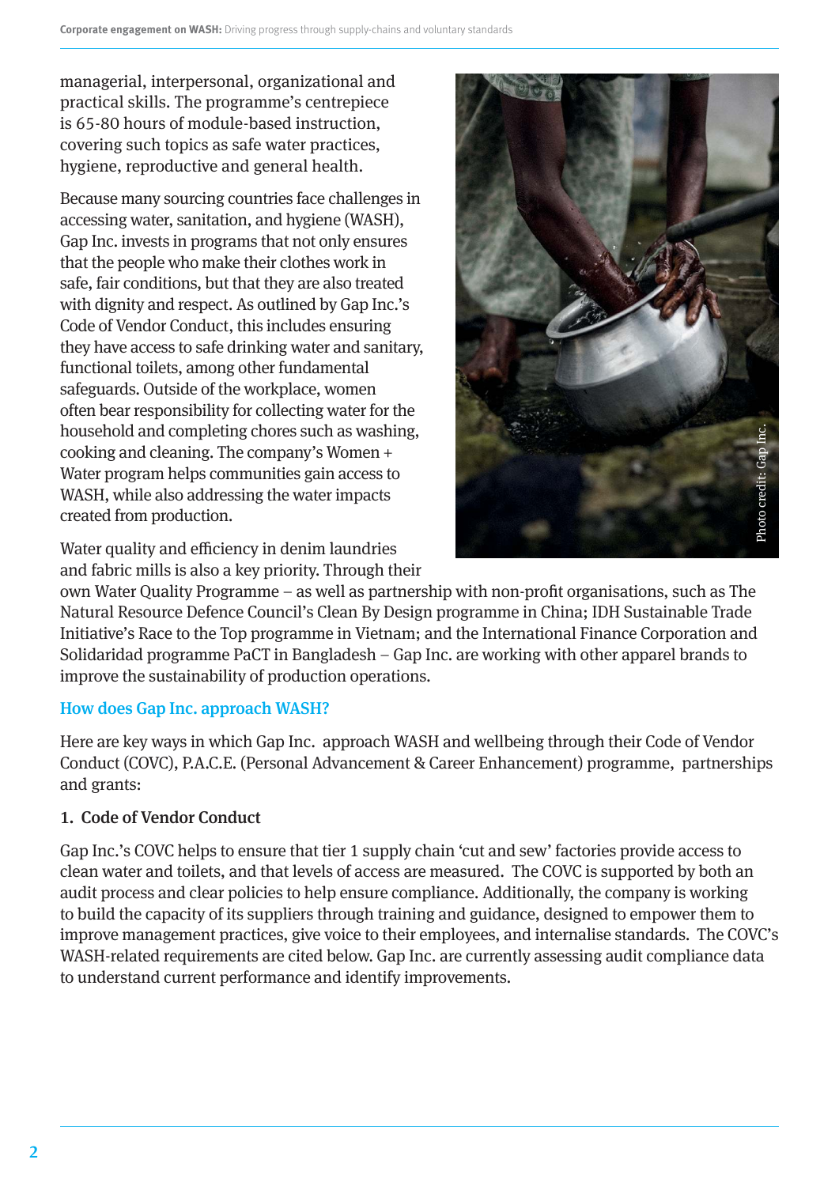managerial, interpersonal, organizational and practical skills. The programme's centrepiece is 65-80 hours of module-based instruction, covering such topics as safe water practices, hygiene, reproductive and general health.

Because many sourcing countries face challenges in accessing water, sanitation, and hygiene (WASH), Gap Inc. invests in programs that not only ensures that the people who make their clothes work in safe, fair conditions, but that they are also treated with dignity and respect. As outlined by Gap Inc.'s Code of Vendor Conduct, this includes ensuring they have access to safe drinking water and sanitary, functional toilets, among other fundamental safeguards. Outside of the workplace, women often bear responsibility for collecting water for the household and completing chores such as washing, cooking and cleaning. The company's Women + Water program helps communities gain access to WASH, while also addressing the water impacts created from production.

Photo credit: Gap Inc.

Water quality and efficiency in denim laundries and fabric mills is also a key priority. Through their own Water Quality Programme – as well as partnership with non-profit organisations, such as The Natural Resource Defence Council's Clean By Design programme in China; IDH Sustainable Trade Initiative's Race to the Top programme in Vietnam; and the International Finance Corporation and Solidaridad programme PaCT in Bangladesh – Gap Inc. are working with other apparel brands to improve the sustainability of production operations.

## How does Gap Inc. approach WASH?

Here are key ways in which Gap Inc. approach WASH and wellbeing through their Code of Vendor Conduct (COVC), P.A.C.E. (Personal Advancement & Career Enhancement) programme, partnerships and grants:

### 1. Code of Vendor Conduct

Gap Inc.'s COVC helps to ensure that tier 1 supply chain 'cut and sew' factories provide access to clean water and toilets, and that levels of access are measured. The COVC is supported by both an audit process and clear policies to help ensure compliance. Additionally, the company is working to build the capacity of its suppliers through training and guidance, designed to empower them to improve management practices, give voice to their employees, and internalise standards. The COVC's WASH-related requirements are cited below. Gap Inc. are currently assessing audit compliance data to understand current performance and identify improvements.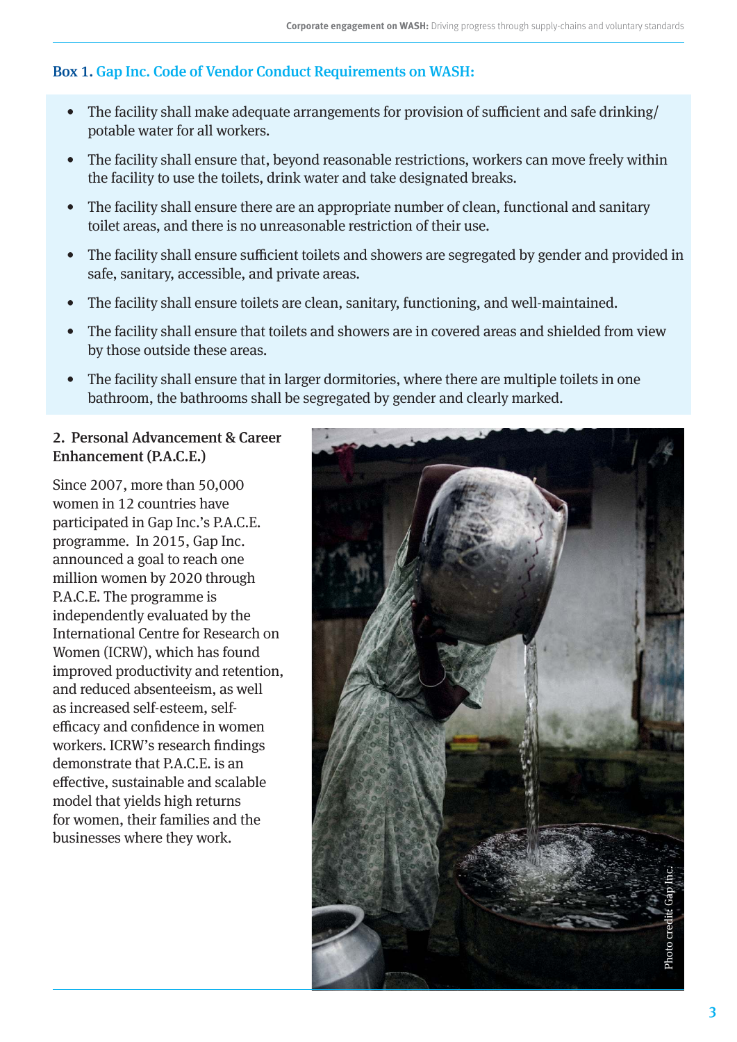**Box 1. Gap Inc. Code of Vendor Conduct Requirements on WASH:**

- The facility shall make adequate arrangements for provision of sufficient and safe drinking/potable water for all workers.
- The facility shall ensure that, beyond reasonable restrictions, workers can move freely within the facility to use the toilets, drink water and take designated breaks.
- The facility shall ensure there are an appropriate number of clean, functional and sanitary toilet areas, and there is no unreasonable restriction of their use.
- The facility shall ensure sufficient toilets and showers are segregated by gender and provided in safe, sanitary, accessible, and private areas.
- The facility shall ensure toilets are clean, sanitary, functioning, and well-maintained.
- The facility shall ensure that toilets and showers are in covered areas and shielded from view by those outside these areas.
- The facility shall ensure that in larger dormitories, where there are multiple toilets in one bathroom, the bathrooms shall be segregated by gender and clearly marked.

### 2. Personal Advancement & Career Enhancement (P.A.C.E.)

Since 2007, more than 50,000 women in 12 countries have participated in Gap Inc.'s P.A.C.E. programme. In 2015, Gap Inc. announced a goal to reach one million women by 2020 through P.A.C.E. The programme is independently evaluated by the International Centre for Research on Women (ICRW), which has found improved productivity and retention, and reduced absenteeism, as well as increased self-esteem, self-efficacy and confidence in women workers. ICRW's research findings demonstrate that P.A.C.E. is an effective, sustainable and scalable model that yields high returns for women, their families and the businesses where they work.

Photo credit: Gap Inc.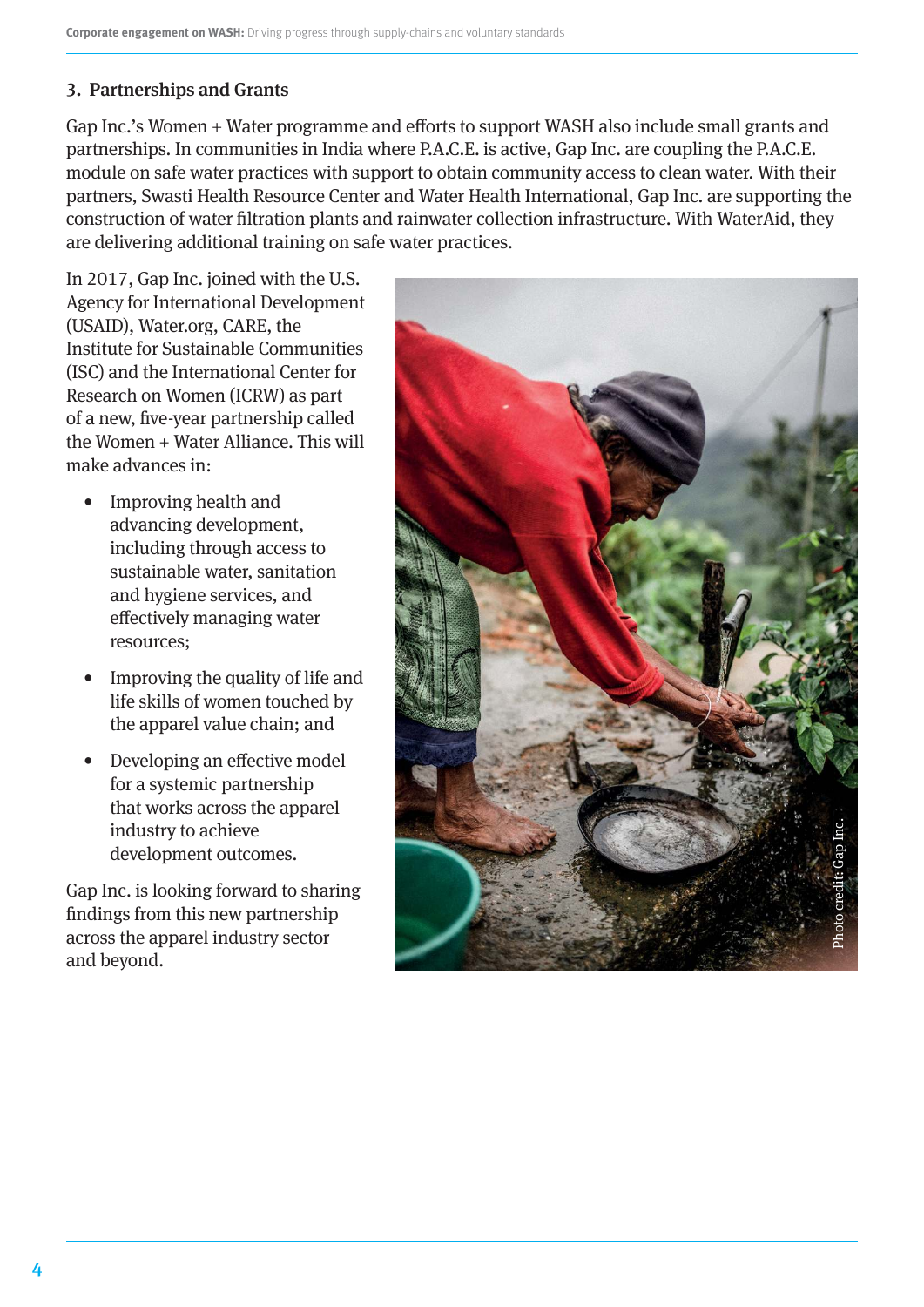### 3. Partnerships and Grants

Gap Inc.'s Women + Water programme and efforts to support WASH also include small grants and partnerships. In communities in India where P.A.C.E. is active, Gap Inc. are coupling the P.A.C.E. module on safe water practices with support to obtain community access to clean water. With their partners, Swasti Health Resource Center and Water Health International, Gap Inc. are supporting the construction of water filtration plants and rainwater collection infrastructure. With WaterAid, they are delivering additional training on safe water practices.

In 2017, Gap Inc. joined with the U.S. Agency for International Development (USAID), Water.org, CARE, the Institute for Sustainable Communities (ISC) and the International Center for Research on Women (ICRW) as part of a new, five-year partnership called the Women + Water Alliance. This will make advances in:

- Improving health and advancing development, including through access to sustainable water, sanitation and hygiene services, and effectively managing water resources;
- Improving the quality of life and life skills of women touched by the apparel value chain; and
- Developing an effective model for a systemic partnership that works across the apparel industry to achieve development outcomes.

Gap Inc. is looking forward to sharing findings from this new partnership across the apparel industry sector and beyond.

Photo credit: Gap Inc.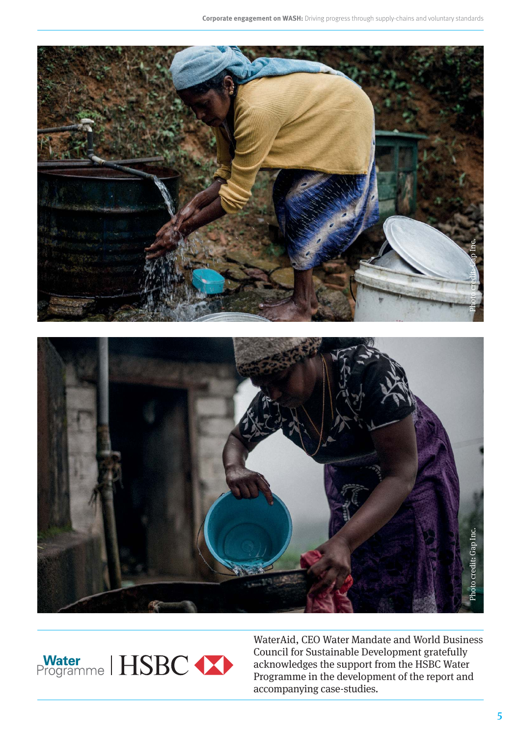Photo credit: Gap Inc.

Photo credit: Gap Inc.

Water Programme | HSBC

WaterAid, CEO Water Mandate and World Business Council for Sustainable Development gratefully acknowledges the support from the HSBC Water Programme in the development of the report and accompanying case-studies.